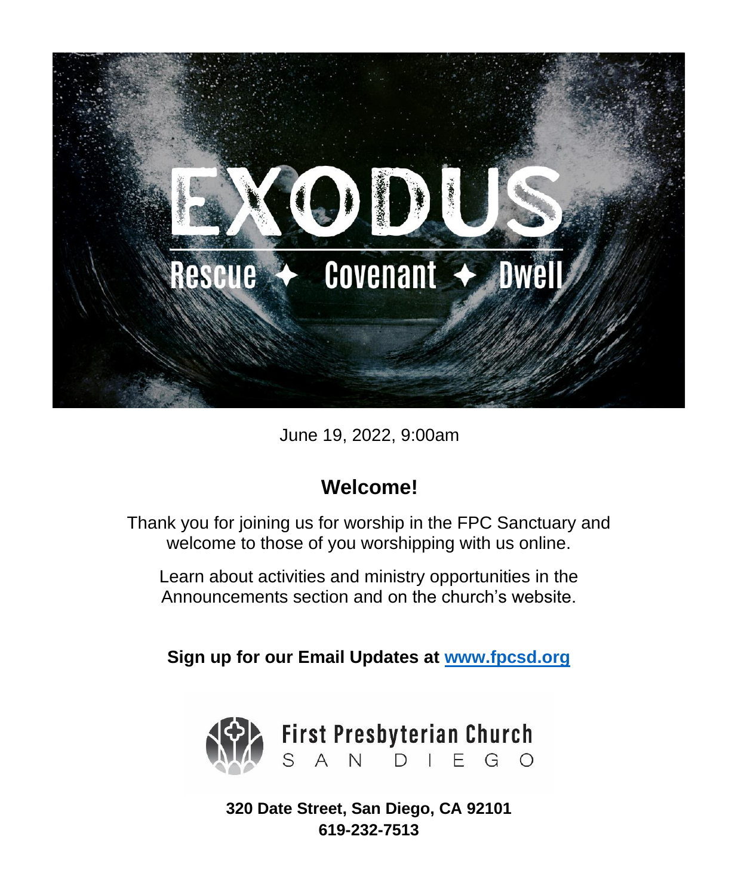# EXODUS

Rescue ✦ Covenant ✦ Dwell

June 19, 2022, 9:00am

## Welcome!

Thank you for joining us for worship in the FPC Sanctuary and welcome to those of you worshipping with us online.

Learn about activities and ministry opportunities in the Announcements section and on the church's website.

**Sign up for our Email Updates at [www.fpcsd.org](http://www.fpcsd.org)**

First Presbyterian Church
SAN DIEGO

**320 Date Street, San Diego, CA 92101**
**619-232-7513**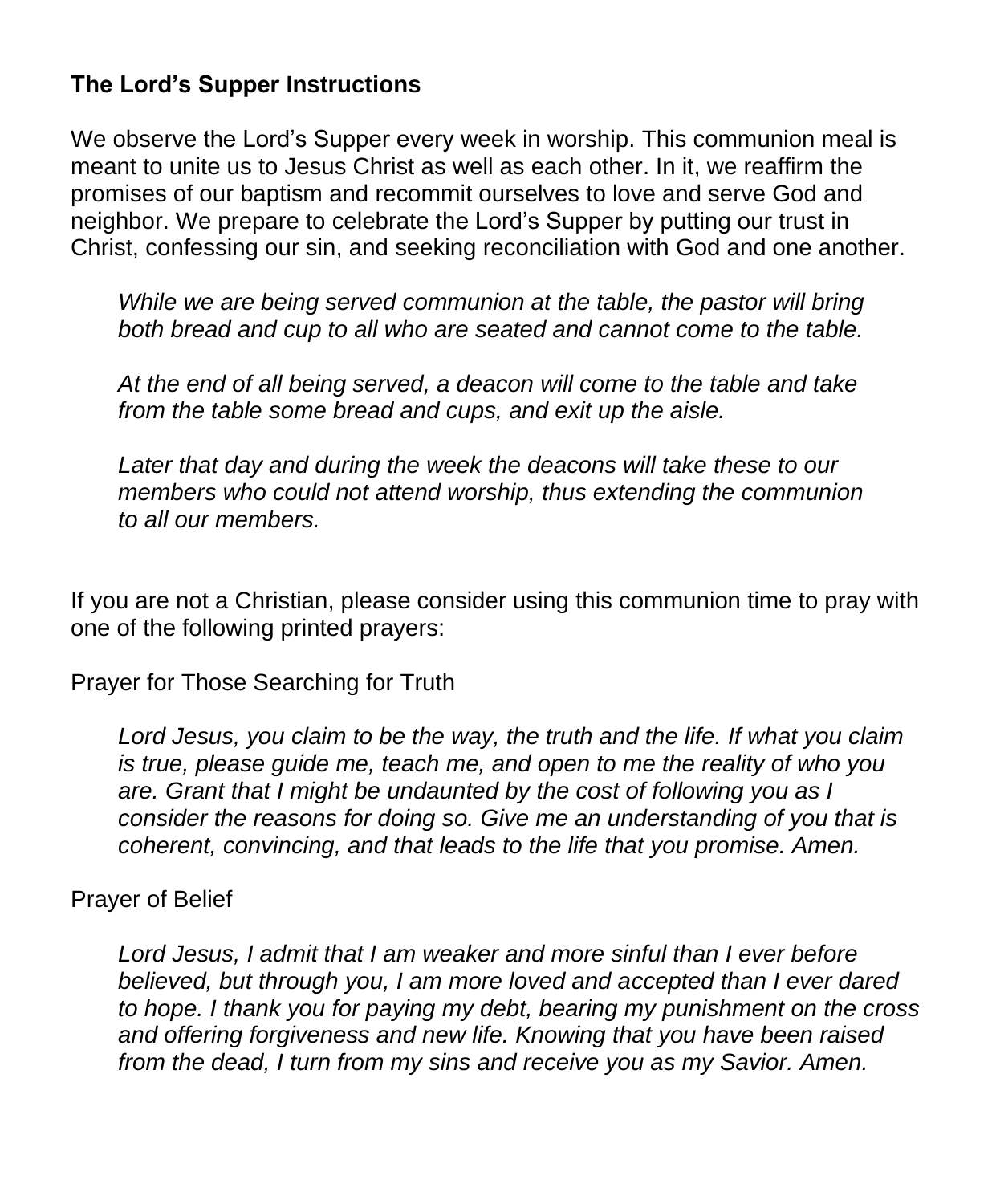**The Lord's Supper Instructions**

We observe the Lord's Supper every week in worship. This communion meal is meant to unite us to Jesus Christ as well as each other. In it, we reaffirm the promises of our baptism and recommit ourselves to love and serve God and neighbor. We prepare to celebrate the Lord's Supper by putting our trust in Christ, confessing our sin, and seeking reconciliation with God and one another.

> *While we are being served communion at the table, the pastor will bring both bread and cup to all who are seated and cannot come to the table.*
>
> *At the end of all being served, a deacon will come to the table and take from the table some bread and cups, and exit up the aisle.*
>
> *Later that day and during the week the deacons will take these to our members who could not attend worship, thus extending the communion to all our members.*

If you are not a Christian, please consider using this communion time to pray with one of the following printed prayers:

Prayer for Those Searching for Truth

> *Lord Jesus, you claim to be the way, the truth and the life. If what you claim is true, please guide me, teach me, and open to me the reality of who you are. Grant that I might be undaunted by the cost of following you as I consider the reasons for doing so. Give me an understanding of you that is coherent, convincing, and that leads to the life that you promise. Amen.*

Prayer of Belief

> *Lord Jesus, I admit that I am weaker and more sinful than I ever before believed, but through you, I am more loved and accepted than I ever dared to hope. I thank you for paying my debt, bearing my punishment on the cross and offering forgiveness and new life. Knowing that you have been raised from the dead, I turn from my sins and receive you as my Savior. Amen.*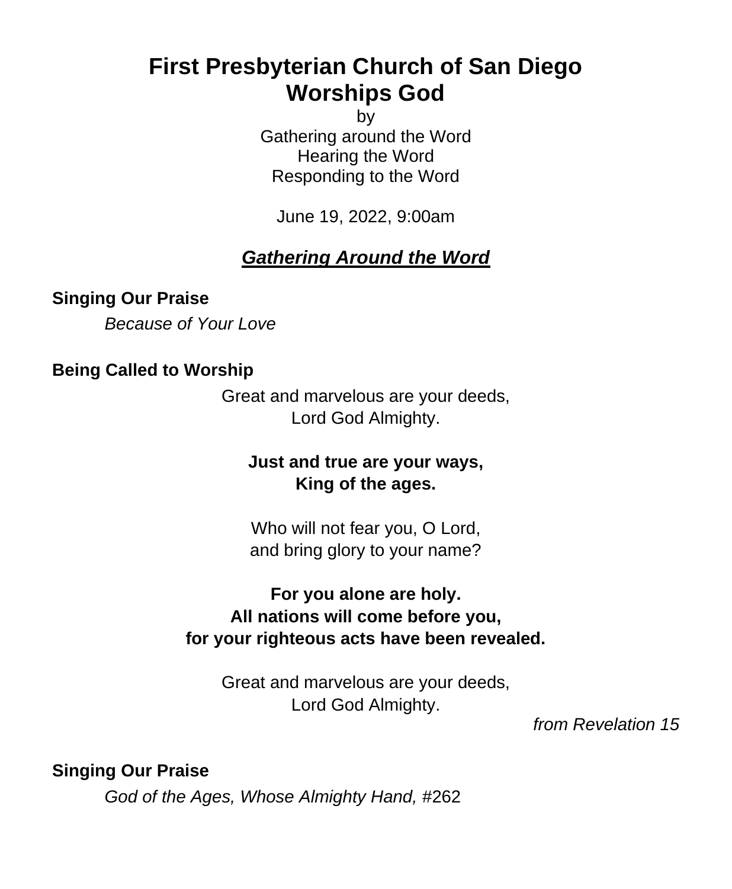# First Presbyterian Church of San Diego Worships God

by
Gathering around the Word
Hearing the Word
Responding to the Word

June 19, 2022, 9:00am

## ***Gathering Around the Word***

**Singing Our Praise**

*Because of Your Love*

**Being Called to Worship**

Great and marvelous are your deeds,
Lord God Almighty.

**Just and true are your ways,**
**King of the ages.**

Who will not fear you, O Lord,
and bring glory to your name?

**For you alone are holy.**
**All nations will come before you,**
**for your righteous acts have been revealed.**

Great and marvelous are your deeds,
Lord God Almighty.

*from Revelation 15*

**Singing Our Praise**

*God of the Ages, Whose Almighty Hand,* #262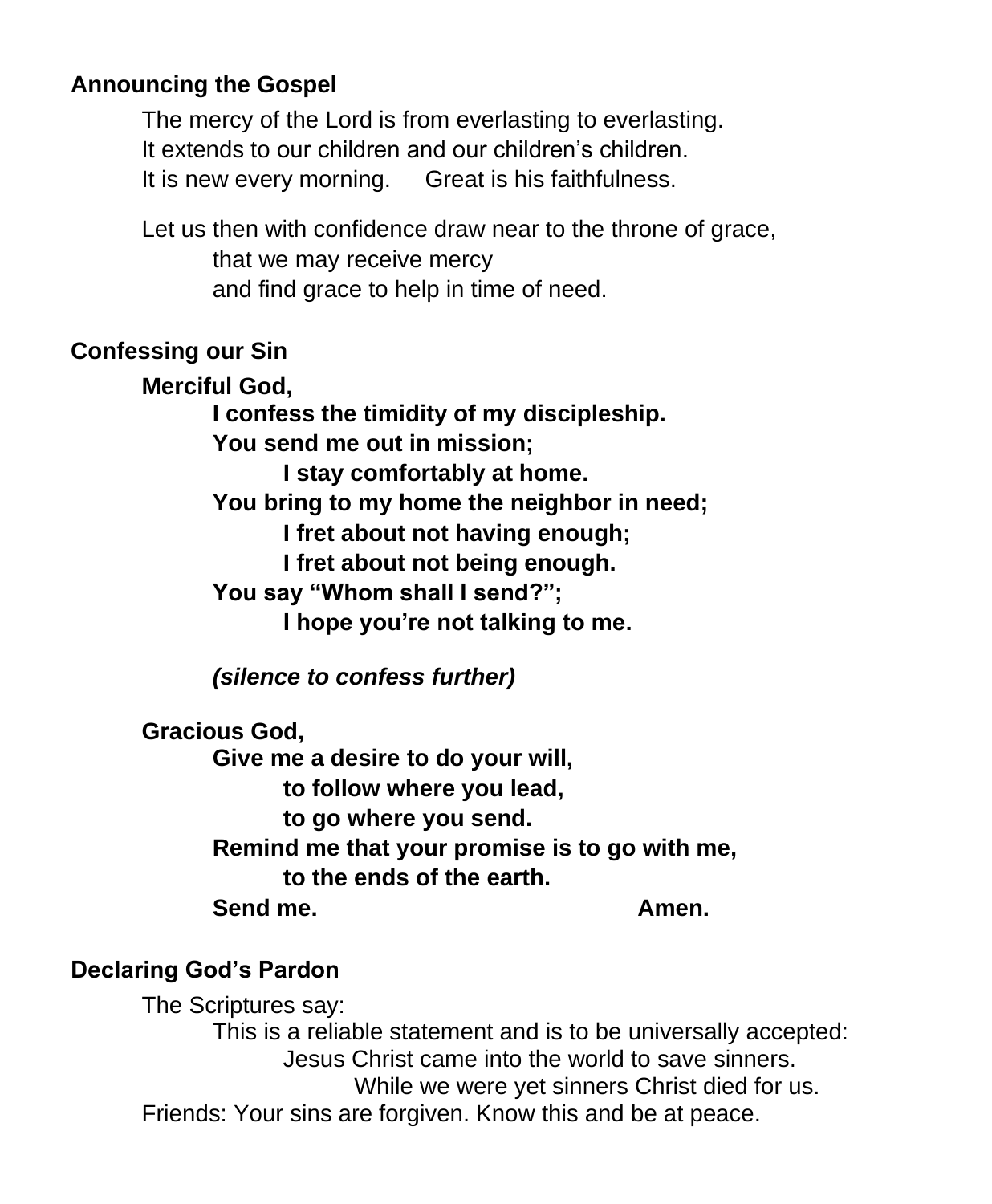**Announcing the Gospel**

The mercy of the Lord is from everlasting to everlasting.
It extends to our children and our children's children.
It is new every morning. Great is his faithfulness.

Let us then with confidence draw near to the throne of grace,
that we may receive mercy
and find grace to help in time of need.

**Confessing our Sin**

**Merciful God,**
**I confess the timidity of my discipleship.**
**You send me out in mission;**
**I stay comfortably at home.**
**You bring to my home the neighbor in need;**
**I fret about not having enough;**
**I fret about not being enough.**
**You say "Whom shall I send?";**
**I hope you're not talking to me.**

***(silence to confess further)***

**Gracious God,**
**Give me a desire to do your will,**
**to follow where you lead,**
**to go where you send.**
**Remind me that your promise is to go with me,**
**to the ends of the earth.**
**Send me. Amen.**

**Declaring God's Pardon**

The Scriptures say:
This is a reliable statement and is to be universally accepted:
Jesus Christ came into the world to save sinners.
While we were yet sinners Christ died for us.
Friends: Your sins are forgiven. Know this and be at peace.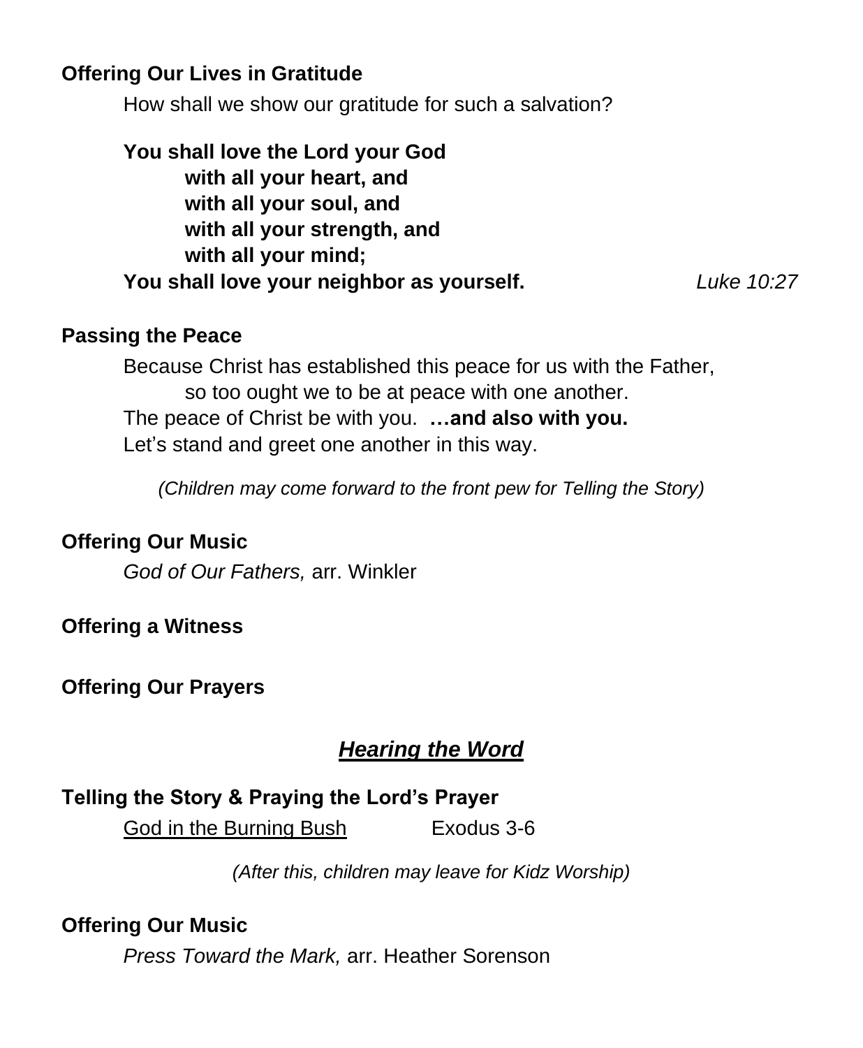**Offering Our Lives in Gratitude**

How shall we show our gratitude for such a salvation?

**You shall love the Lord your God**  
**with all your heart, and**  
**with all your soul, and**  
**with all your strength, and**  
**with all your mind;**  
**You shall love your neighbor as yourself.** *Luke 10:27*

**Passing the Peace**

Because Christ has established this peace for us with the Father,  
so too ought we to be at peace with one another.  
The peace of Christ be with you. **…and also with you.**  
Let's stand and greet one another in this way.

*(Children may come forward to the front pew for Telling the Story)*

**Offering Our Music**

*God of Our Fathers,* arr. Winkler

**Offering a Witness**

**Offering Our Prayers**

## ***Hearing the Word***

**Telling the Story & Praying the Lord's Prayer**

God in the Burning Bush Exodus 3-6

*(After this, children may leave for Kidz Worship)*

**Offering Our Music**

*Press Toward the Mark,* arr. Heather Sorenson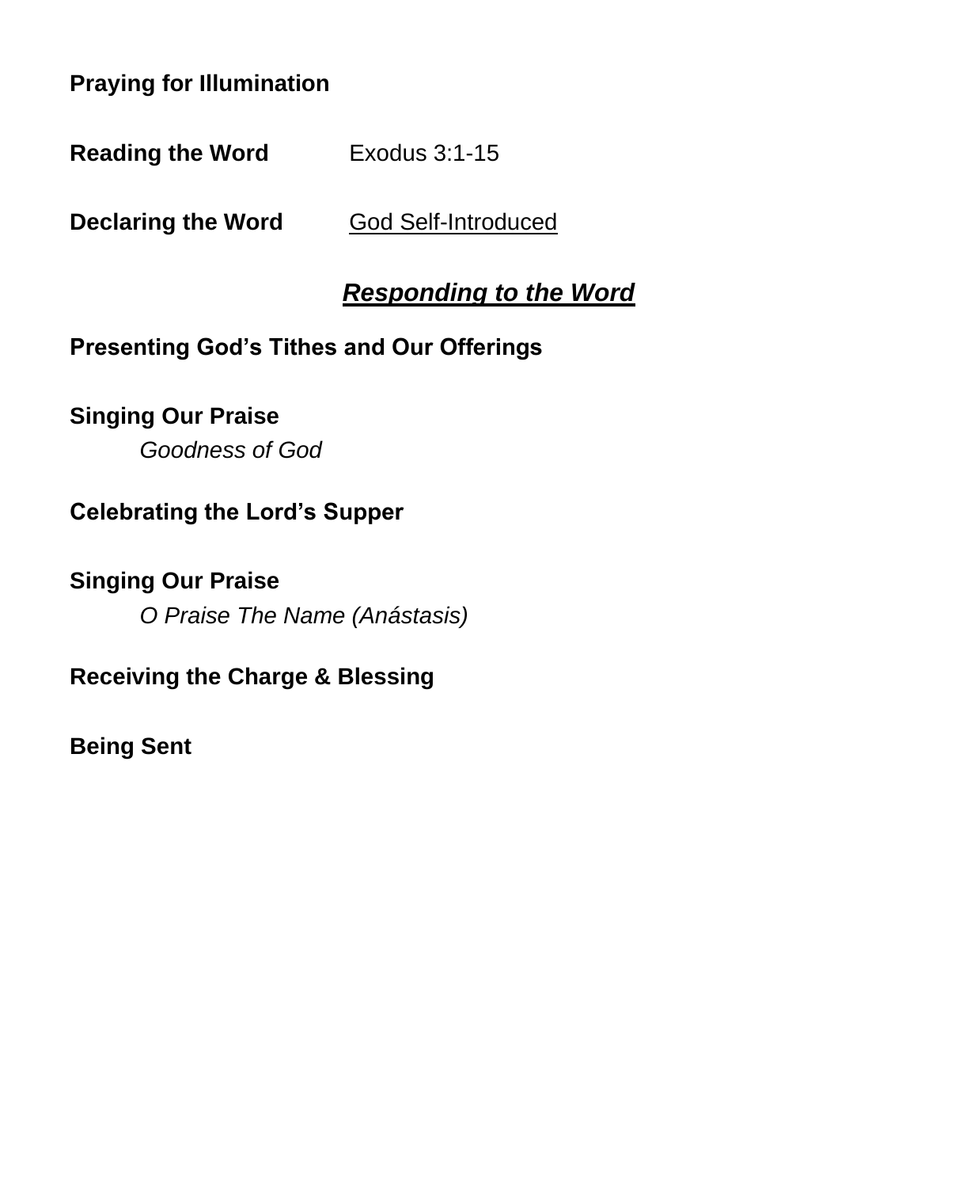**Praying for Illumination**

**Reading the Word** Exodus 3:1-15

**Declaring the Word** God Self-Introduced

## ***Responding to the Word***

**Presenting God's Tithes and Our Offerings**

**Singing Our Praise**

*Goodness of God*

**Celebrating the Lord's Supper**

**Singing Our Praise**

*O Praise The Name (Anástasis)*

**Receiving the Charge & Blessing**

**Being Sent**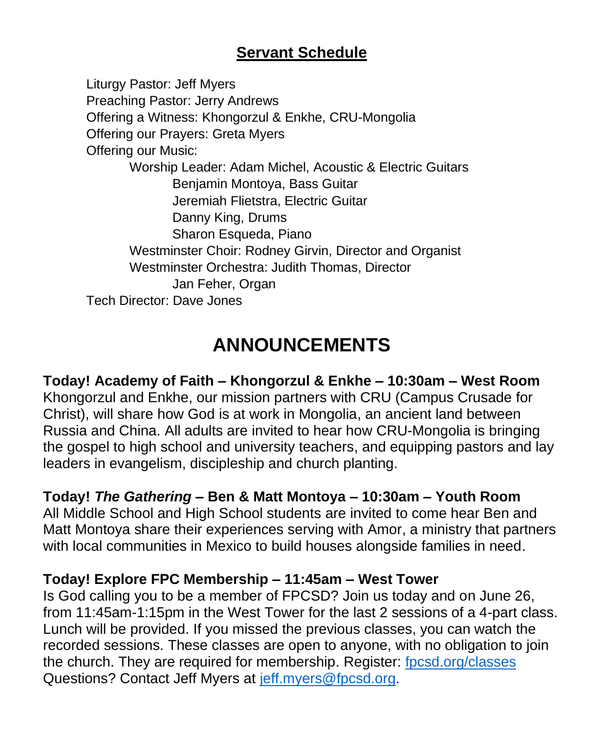## Servant Schedule

Liturgy Pastor: Jeff Myers
Preaching Pastor: Jerry Andrews
Offering a Witness: Khongorzul & Enkhe, CRU-Mongolia
Offering our Prayers: Greta Myers
Offering our Music:
- Worship Leader: Adam Michel, Acoustic & Electric Guitars
  - Benjamin Montoya, Bass Guitar
  - Jeremiah Flietstra, Electric Guitar
  - Danny King, Drums
  - Sharon Esqueda, Piano
- Westminster Choir: Rodney Girvin, Director and Organist
- Westminster Orchestra: Judith Thomas, Director
  - Jan Feher, Organ

Tech Director: Dave Jones

# ANNOUNCEMENTS

**Today! Academy of Faith – Khongorzul & Enkhe – 10:30am – West Room**
Khongorzul and Enkhe, our mission partners with CRU (Campus Crusade for Christ), will share how God is at work in Mongolia, an ancient land between Russia and China. All adults are invited to hear how CRU-Mongolia is bringing the gospel to high school and university teachers, and equipping pastors and lay leaders in evangelism, discipleship and church planting.

**Today! *The Gathering* – Ben & Matt Montoya – 10:30am – Youth Room**
All Middle School and High School students are invited to come hear Ben and Matt Montoya share their experiences serving with Amor, a ministry that partners with local communities in Mexico to build houses alongside families in need.

**Today! Explore FPC Membership – 11:45am – West Tower**
Is God calling you to be a member of FPCSD? Join us today and on June 26, from 11:45am-1:15pm in the West Tower for the last 2 sessions of a 4-part class. Lunch will be provided. If you missed the previous classes, you can watch the recorded sessions. These classes are open to anyone, with no obligation to join the church. They are required for membership. Register: fpcsd.org/classes
Questions? Contact Jeff Myers at jeff.myers@fpcsd.org.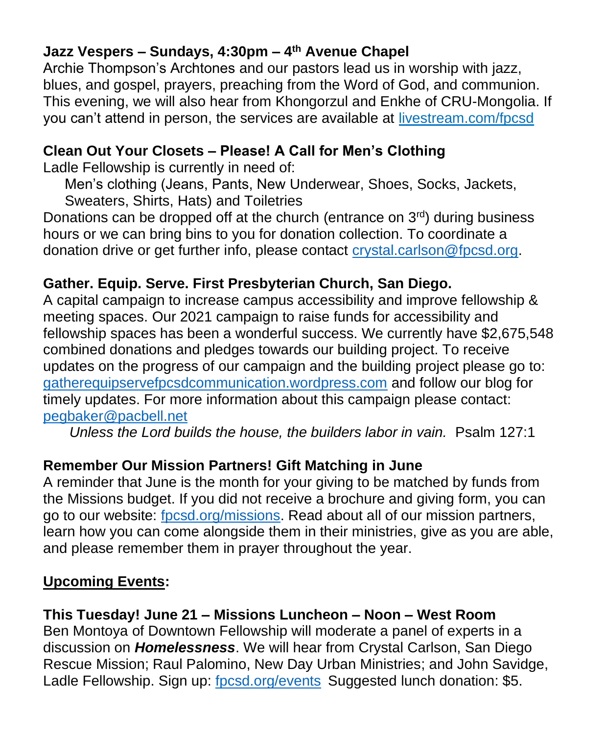**Jazz Vespers – Sundays, 4:30pm – 4th Avenue Chapel**

Archie Thompson's Archtones and our pastors lead us in worship with jazz, blues, and gospel, prayers, preaching from the Word of God, and communion. This evening, we will also hear from Khongorzul and Enkhe of CRU-Mongolia. If you can't attend in person, the services are available at livestream.com/fpcsd

**Clean Out Your Closets – Please! A Call for Men's Clothing**

Ladle Fellowship is currently in need of:

Men's clothing (Jeans, Pants, New Underwear, Shoes, Socks, Jackets, Sweaters, Shirts, Hats) and Toiletries

Donations can be dropped off at the church (entrance on 3rd) during business hours or we can bring bins to you for donation collection. To coordinate a donation drive or get further info, please contact crystal.carlson@fpcsd.org.

**Gather. Equip. Serve. First Presbyterian Church, San Diego.**

A capital campaign to increase campus accessibility and improve fellowship & meeting spaces. Our 2021 campaign to raise funds for accessibility and fellowship spaces has been a wonderful success. We currently have $2,675,548 combined donations and pledges towards our building project. To receive updates on the progress of our campaign and the building project please go to: gatherequipservefpcsdcommunication.wordpress.com and follow our blog for timely updates. For more information about this campaign please contact: pegbaker@pacbell.net

*Unless the Lord builds the house, the builders labor in vain.* Psalm 127:1

**Remember Our Mission Partners! Gift Matching in June**

A reminder that June is the month for your giving to be matched by funds from the Missions budget. If you did not receive a brochure and giving form, you can go to our website: fpcsd.org/missions. Read about all of our mission partners, learn how you can come alongside them in their ministries, give as you are able, and please remember them in prayer throughout the year.

**Upcoming Events:**

**This Tuesday! June 21 – Missions Luncheon – Noon – West Room**

Ben Montoya of Downtown Fellowship will moderate a panel of experts in a discussion on ***Homelessness***. We will hear from Crystal Carlson, San Diego Rescue Mission; Raul Palomino, New Day Urban Ministries; and John Savidge, Ladle Fellowship. Sign up: fpcsd.org/events Suggested lunch donation: $5.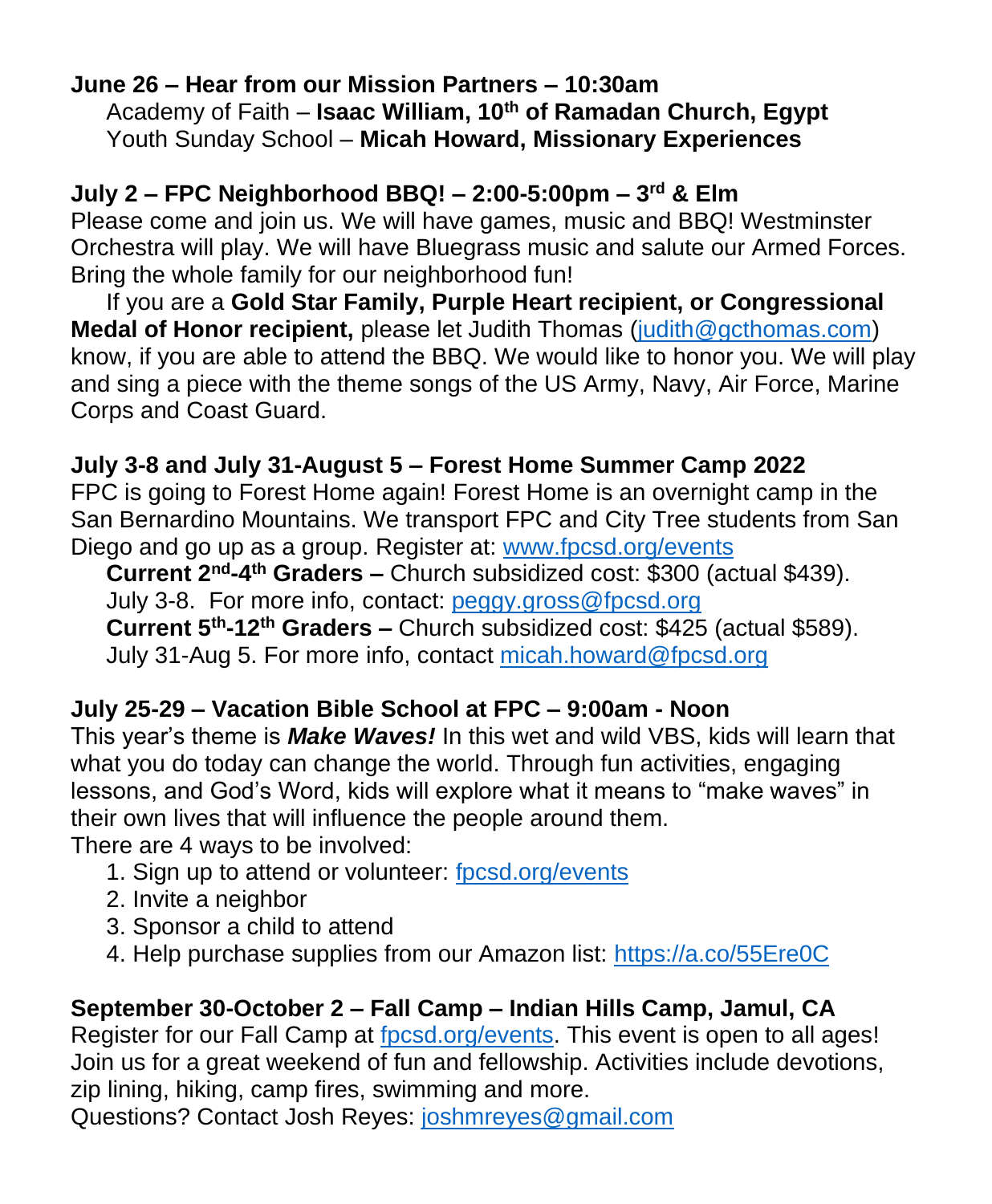**June 26 – Hear from our Mission Partners – 10:30am**

Academy of Faith – **Isaac William, 10th of Ramadan Church, Egypt**
Youth Sunday School – **Micah Howard, Missionary Experiences**

**July 2 – FPC Neighborhood BBQ! – 2:00-5:00pm – 3rd & Elm**

Please come and join us. We will have games, music and BBQ! Westminster Orchestra will play. We will have Bluegrass music and salute our Armed Forces. Bring the whole family for our neighborhood fun!

If you are a **Gold Star Family, Purple Heart recipient, or Congressional Medal of Honor recipient,** please let Judith Thomas (judith@gcthomas.com) know, if you are able to attend the BBQ. We would like to honor you. We will play and sing a piece with the theme songs of the US Army, Navy, Air Force, Marine Corps and Coast Guard.

**July 3-8 and July 31-August 5 – Forest Home Summer Camp 2022**

FPC is going to Forest Home again! Forest Home is an overnight camp in the San Bernardino Mountains. We transport FPC and City Tree students from San Diego and go up as a group. Register at: www.fpcsd.org/events

**Current 2nd-4th Graders –** Church subsidized cost: $300 (actual $439). July 3-8. For more info, contact: peggy.gross@fpcsd.org
**Current 5th-12th Graders –** Church subsidized cost: $425 (actual $589). July 31-Aug 5. For more info, contact micah.howard@fpcsd.org

**July 25-29 – Vacation Bible School at FPC – 9:00am - Noon**

This year's theme is ***Make Waves!*** In this wet and wild VBS, kids will learn that what you do today can change the world. Through fun activities, engaging lessons, and God's Word, kids will explore what it means to "make waves" in their own lives that will influence the people around them.
There are 4 ways to be involved:

1. Sign up to attend or volunteer: fpcsd.org/events
2. Invite a neighbor
3. Sponsor a child to attend
4. Help purchase supplies from our Amazon list: https://a.co/55Ere0C

**September 30-October 2 – Fall Camp – Indian Hills Camp, Jamul, CA**

Register for our Fall Camp at fpcsd.org/events. This event is open to all ages! Join us for a great weekend of fun and fellowship. Activities include devotions, zip lining, hiking, camp fires, swimming and more.
Questions? Contact Josh Reyes: joshmreyes@gmail.com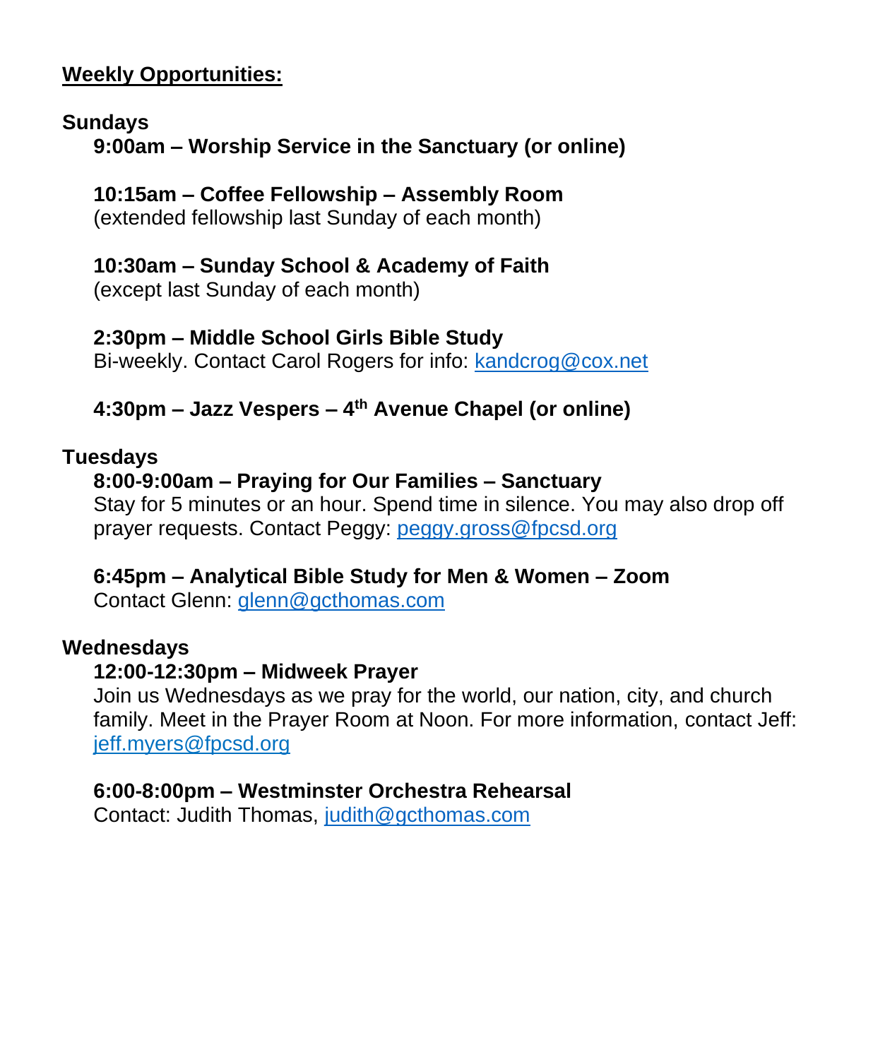## Weekly Opportunities:

### Sundays

**9:00am – Worship Service in the Sanctuary (or online)**

**10:15am – Coffee Fellowship – Assembly Room**
(extended fellowship last Sunday of each month)

**10:30am – Sunday School & Academy of Faith**
(except last Sunday of each month)

**2:30pm – Middle School Girls Bible Study**
Bi-weekly. Contact Carol Rogers for info: kandcrog@cox.net

**4:30pm – Jazz Vespers – 4th Avenue Chapel (or online)**

### Tuesdays

**8:00-9:00am – Praying for Our Families – Sanctuary**
Stay for 5 minutes or an hour. Spend time in silence. You may also drop off prayer requests. Contact Peggy: peggy.gross@fpcsd.org

**6:45pm – Analytical Bible Study for Men & Women – Zoom**
Contact Glenn: glenn@gcthomas.com

### Wednesdays

**12:00-12:30pm – Midweek Prayer**
Join us Wednesdays as we pray for the world, our nation, city, and church family. Meet in the Prayer Room at Noon. For more information, contact Jeff: jeff.myers@fpcsd.org

**6:00-8:00pm – Westminster Orchestra Rehearsal**
Contact: Judith Thomas, judith@gcthomas.com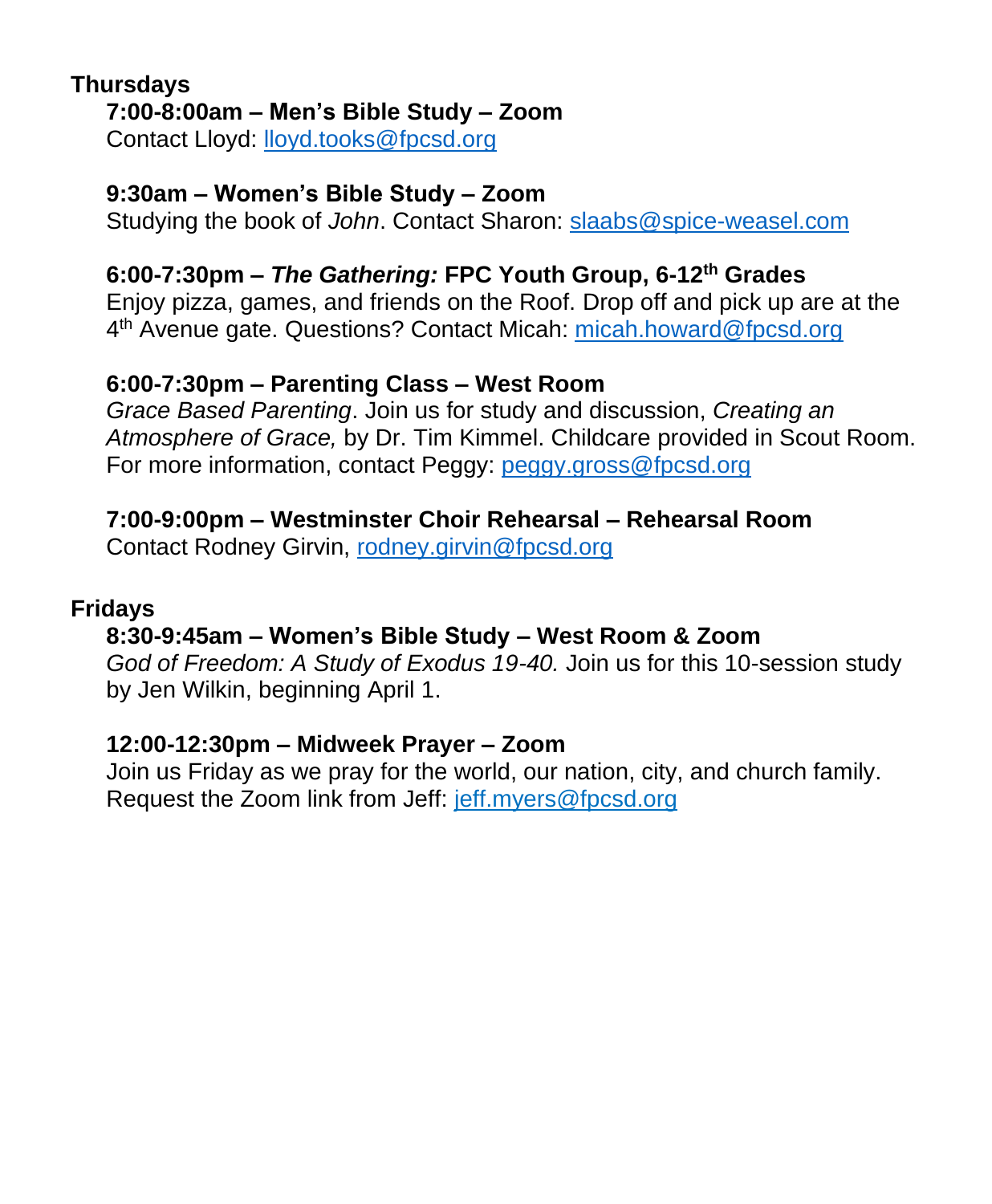**Thursdays**

**7:00-8:00am – Men's Bible Study – Zoom**
Contact Lloyd: lloyd.tooks@fpcsd.org

**9:30am – Women's Bible Study – Zoom**
Studying the book of *John*. Contact Sharon: slaabs@spice-weasel.com

**6:00-7:30pm – *The Gathering:* FPC Youth Group, 6-12th Grades**
Enjoy pizza, games, and friends on the Roof. Drop off and pick up are at the 4th Avenue gate. Questions? Contact Micah: micah.howard@fpcsd.org

**6:00-7:30pm – Parenting Class – West Room**
*Grace Based Parenting*. Join us for study and discussion, *Creating an Atmosphere of Grace,* by Dr. Tim Kimmel. Childcare provided in Scout Room. For more information, contact Peggy: peggy.gross@fpcsd.org

**7:00-9:00pm – Westminster Choir Rehearsal – Rehearsal Room**
Contact Rodney Girvin, rodney.girvin@fpcsd.org

**Fridays**

**8:30-9:45am – Women's Bible Study – West Room & Zoom**
*God of Freedom: A Study of Exodus 19-40.* Join us for this 10-session study by Jen Wilkin, beginning April 1.

**12:00-12:30pm – Midweek Prayer – Zoom**
Join us Friday as we pray for the world, our nation, city, and church family. Request the Zoom link from Jeff: jeff.myers@fpcsd.org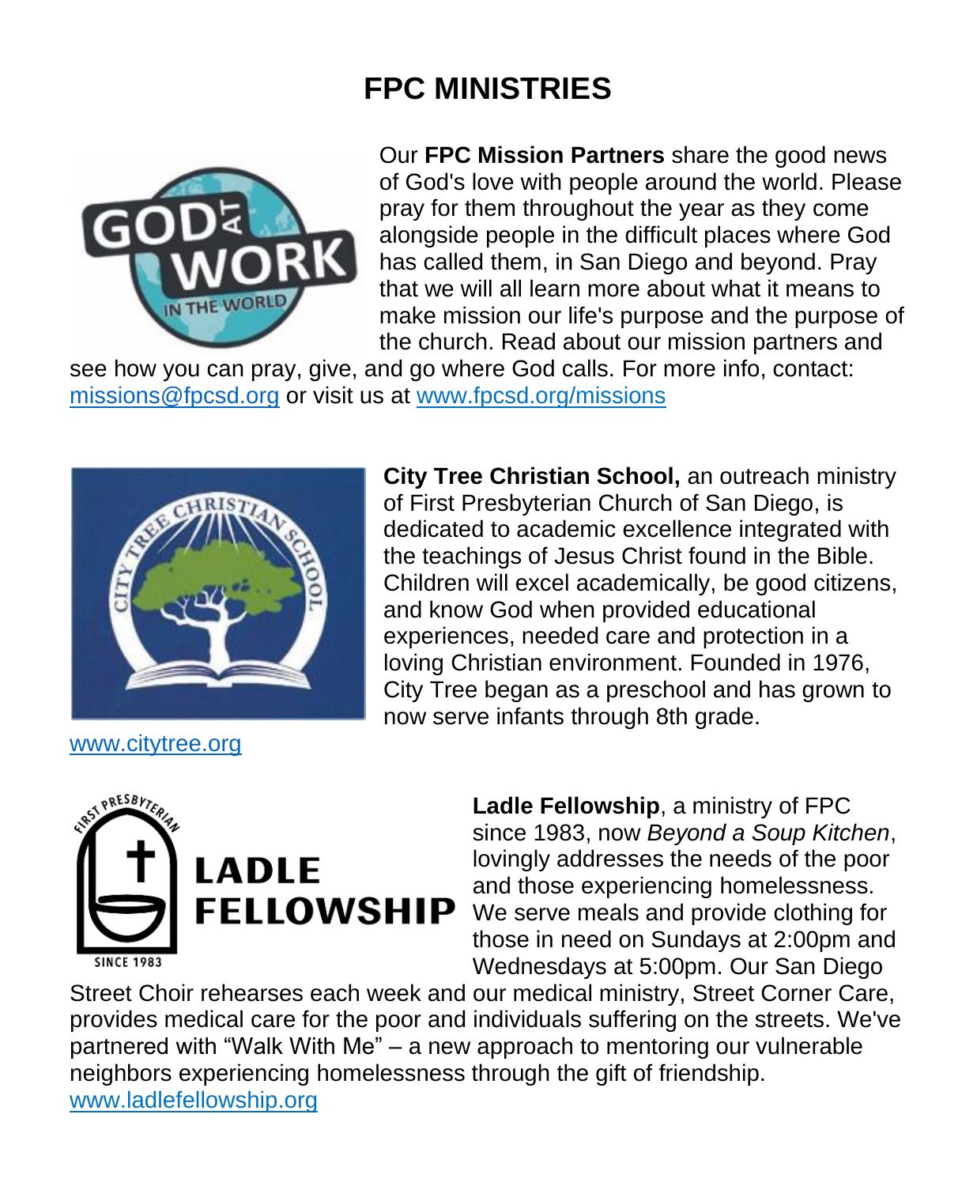# FPC MINISTRIES

Our **FPC Mission Partners** share the good news of God's love with people around the world. Please pray for them throughout the year as they come alongside people in the difficult places where God has called them, in San Diego and beyond. Pray that we will all learn more about what it means to make mission our life's purpose and the purpose of the church. Read about our mission partners and see how you can pray, give, and go where God calls. For more info, contact: missions@fpcsd.org or visit us at www.fpcsd.org/missions

**City Tree Christian School,** an outreach ministry of First Presbyterian Church of San Diego, is dedicated to academic excellence integrated with the teachings of Jesus Christ found in the Bible. Children will excel academically, be good citizens, and know God when provided educational experiences, needed care and protection in a loving Christian environment. Founded in 1976, City Tree began as a preschool and has grown to now serve infants through 8th grade.

www.citytree.org

**Ladle Fellowship**, a ministry of FPC since 1983, now *Beyond a Soup Kitchen*, lovingly addresses the needs of the poor and those experiencing homelessness. We serve meals and provide clothing for those in need on Sundays at 2:00pm and Wednesdays at 5:00pm. Our San Diego Street Choir rehearses each week and our medical ministry, Street Corner Care, provides medical care for the poor and individuals suffering on the streets. We've partnered with "Walk With Me" – a new approach to mentoring our vulnerable neighbors experiencing homelessness through the gift of friendship.
www.ladlefellowship.org